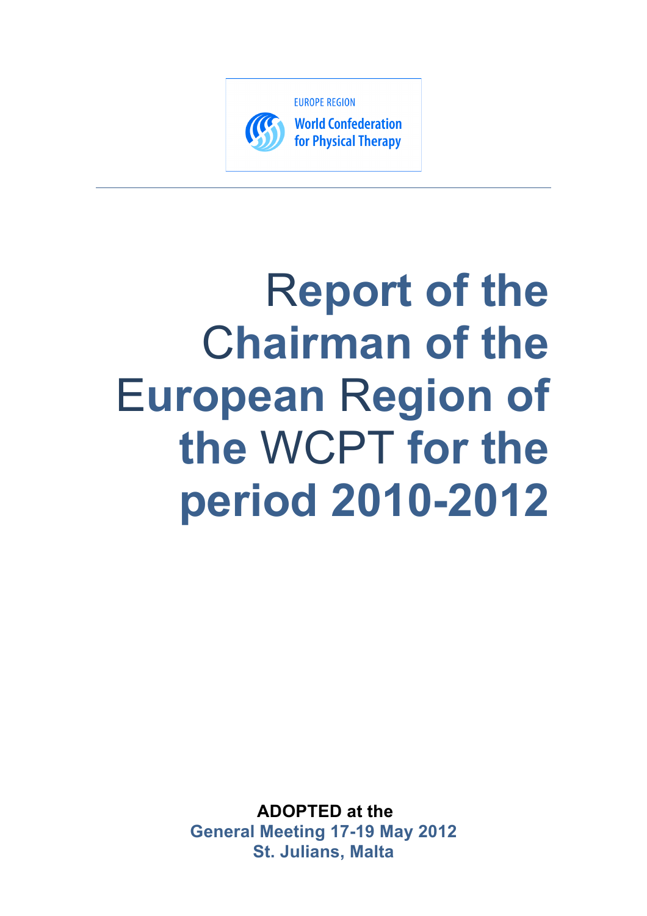EUROPE REGION

World Confederation for Physical Therapy

# Report of the Chairman of the European Region of the WCPT for the period 2010-2012

**ADOPTED at the**

**General Meeting 17-19 May 2012**

**St. Julians, Malta**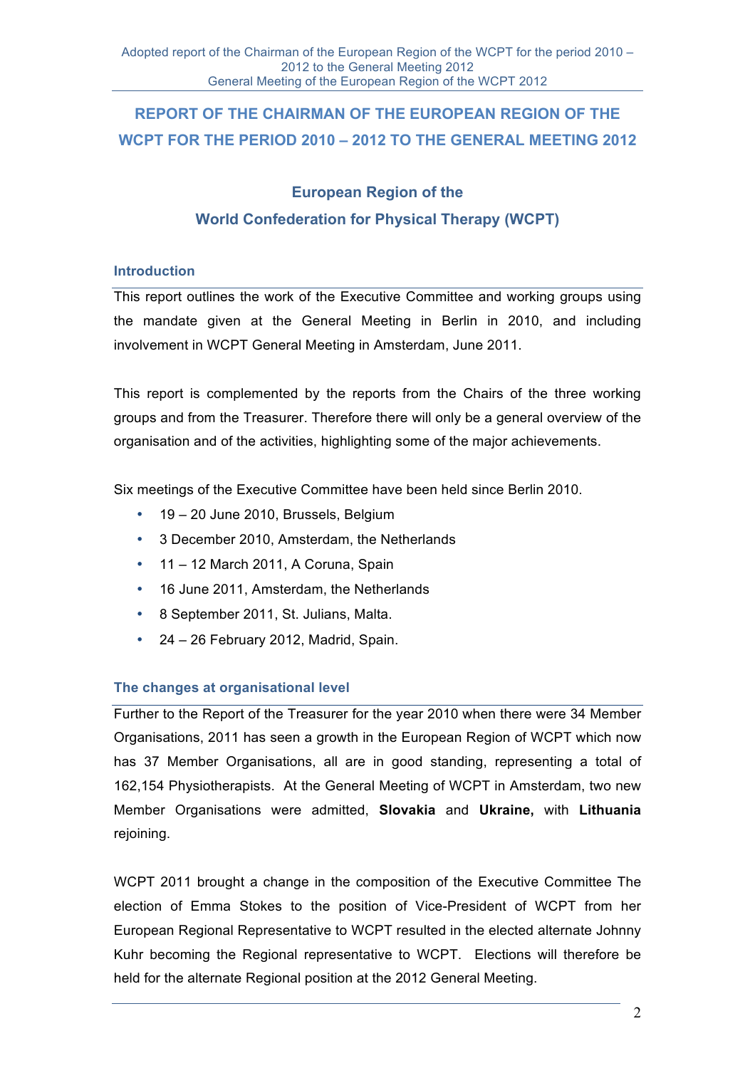# REPORT OF THE CHAIRMAN OF THE EUROPEAN REGION OF THE WCPT FOR THE PERIOD 2010 – 2012 TO THE GENERAL MEETING 2012

## European Region of the World Confederation for Physical Therapy (WCPT)

### Introduction

This report outlines the work of the Executive Committee and working groups using the mandate given at the General Meeting in Berlin in 2010, and including involvement in WCPT General Meeting in Amsterdam, June 2011.

This report is complemented by the reports from the Chairs of the three working groups and from the Treasurer. Therefore there will only be a general overview of the organisation and of the activities, highlighting some of the major achievements.

Six meetings of the Executive Committee have been held since Berlin 2010.

- 19 – 20 June 2010, Brussels, Belgium
- 3 December 2010, Amsterdam, the Netherlands
- 11 – 12 March 2011, A Coruna, Spain
- 16 June 2011, Amsterdam, the Netherlands
- 8 September 2011, St. Julians, Malta.
- 24 – 26 February 2012, Madrid, Spain.

### The changes at organisational level

Further to the Report of the Treasurer for the year 2010 when there were 34 Member Organisations, 2011 has seen a growth in the European Region of WCPT which now has 37 Member Organisations, all are in good standing, representing a total of 162,154 Physiotherapists. At the General Meeting of WCPT in Amsterdam, two new Member Organisations were admitted, **Slovakia** and **Ukraine,** with **Lithuania** rejoining.

WCPT 2011 brought a change in the composition of the Executive Committee The election of Emma Stokes to the position of Vice-President of WCPT from her European Regional Representative to WCPT resulted in the elected alternate Johnny Kuhr becoming the Regional representative to WCPT. Elections will therefore be held for the alternate Regional position at the 2012 General Meeting.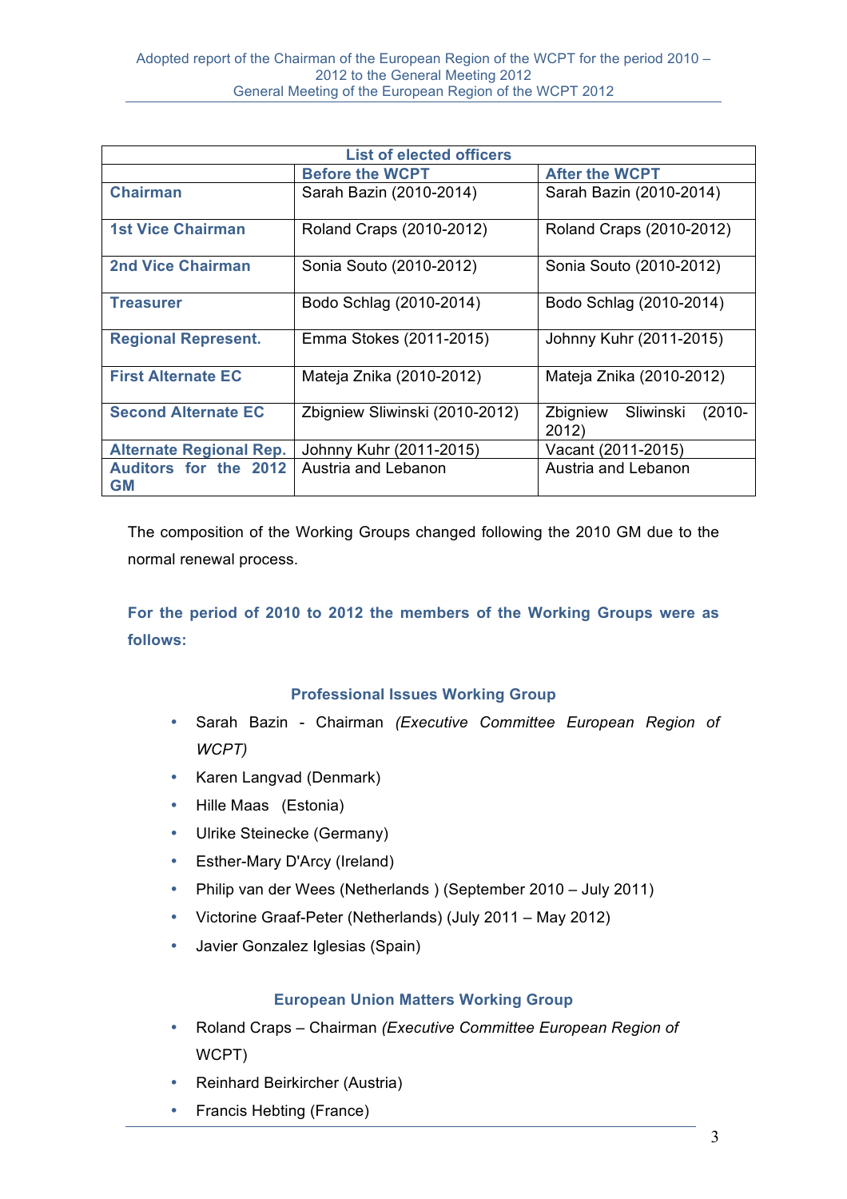| List of elected officers | | |
|---|---|---|
| | **Before the WCPT** | **After the WCPT** |
| **Chairman** | Sarah Bazin (2010-2014) | Sarah Bazin (2010-2014) |
| **1st Vice Chairman** | Roland Craps (2010-2012) | Roland Craps (2010-2012) |
| **2nd Vice Chairman** | Sonia Souto (2010-2012) | Sonia Souto (2010-2012) |
| **Treasurer** | Bodo Schlag (2010-2014) | Bodo Schlag (2010-2014) |
| **Regional Represent.** | Emma Stokes (2011-2015) | Johnny Kuhr (2011-2015) |
| **First Alternate EC** | Mateja Znika (2010-2012) | Mateja Znika (2010-2012) |
| **Second Alternate EC** | Zbigniew Sliwinski (2010-2012) | Zbigniew Sliwinski (2010-2012) |
| **Alternate Regional Rep.** | Johnny Kuhr (2011-2015) | Vacant (2011-2015) |
| **Auditors for the 2012 GM** | Austria and Lebanon | Austria and Lebanon |

The composition of the Working Groups changed following the 2010 GM due to the normal renewal process.

**For the period of 2010 to 2012 the members of the Working Groups were as follows:**

### Professional Issues Working Group

- Sarah Bazin - Chairman *(Executive Committee European Region of WCPT)*
- Karen Langvad (Denmark)
- Hille Maas (Estonia)
- Ulrike Steinecke (Germany)
- Esther-Mary D'Arcy (Ireland)
- Philip van der Wees (Netherlands ) (September 2010 – July 2011)
- Victorine Graaf-Peter (Netherlands) (July 2011 – May 2012)
- Javier Gonzalez Iglesias (Spain)

### European Union Matters Working Group

- Roland Craps – Chairman *(Executive Committee European Region of* WCPT)
- Reinhard Beirkircher (Austria)
- Francis Hebting (France)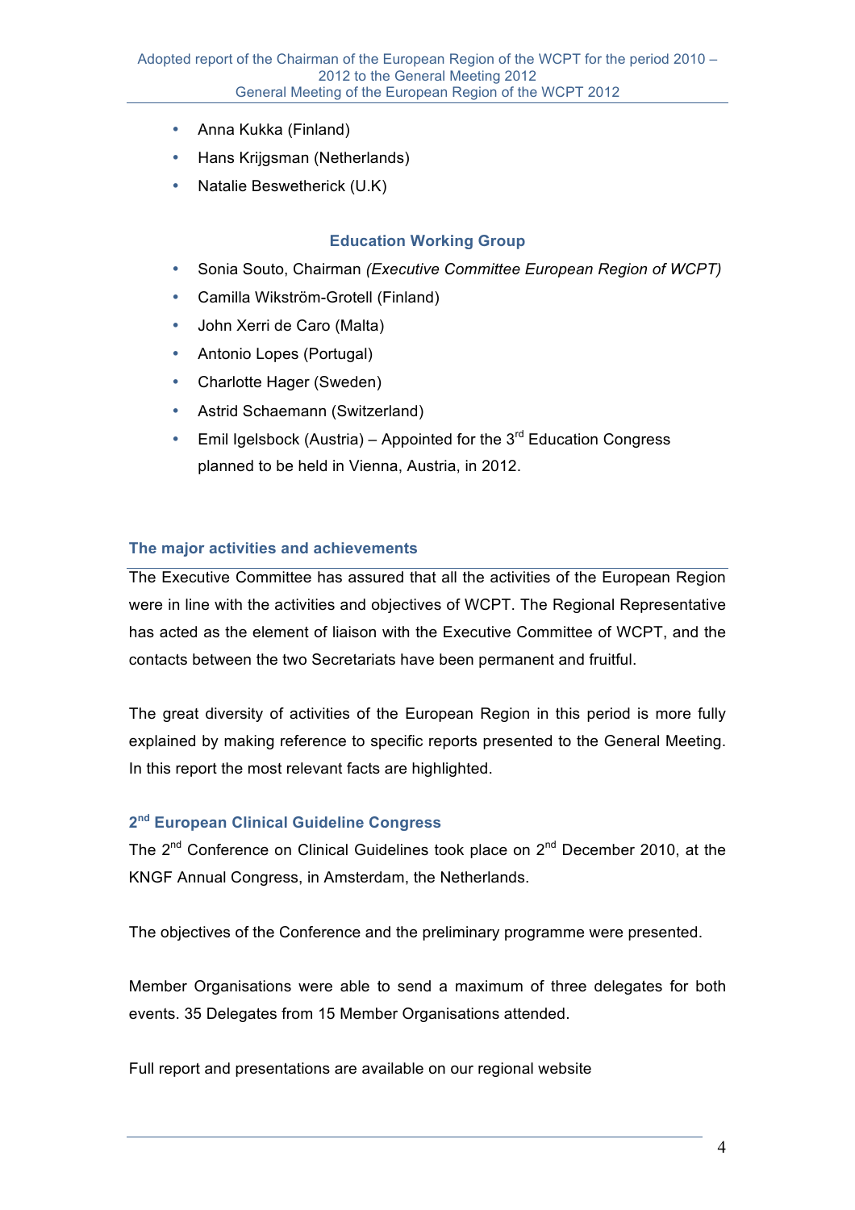- Anna Kukka (Finland)
- Hans Krijgsman (Netherlands)
- Natalie Beswetherick (U.K)

### Education Working Group

- Sonia Souto, Chairman *(Executive Committee European Region of WCPT)*
- Camilla Wikström-Grotell (Finland)
- John Xerri de Caro (Malta)
- Antonio Lopes (Portugal)
- Charlotte Hager (Sweden)
- Astrid Schaemann (Switzerland)
- Emil Igelsbock (Austria) – Appointed for the 3rd Education Congress planned to be held in Vienna, Austria, in 2012.

## The major activities and achievements

The Executive Committee has assured that all the activities of the European Region were in line with the activities and objectives of WCPT. The Regional Representative has acted as the element of liaison with the Executive Committee of WCPT, and the contacts between the two Secretariats have been permanent and fruitful.

The great diversity of activities of the European Region in this period is more fully explained by making reference to specific reports presented to the General Meeting. In this report the most relevant facts are highlighted.

## 2nd European Clinical Guideline Congress

The 2nd Conference on Clinical Guidelines took place on 2nd December 2010, at the KNGF Annual Congress, in Amsterdam, the Netherlands.

The objectives of the Conference and the preliminary programme were presented.

Member Organisations were able to send a maximum of three delegates for both events. 35 Delegates from 15 Member Organisations attended.

Full report and presentations are available on our regional website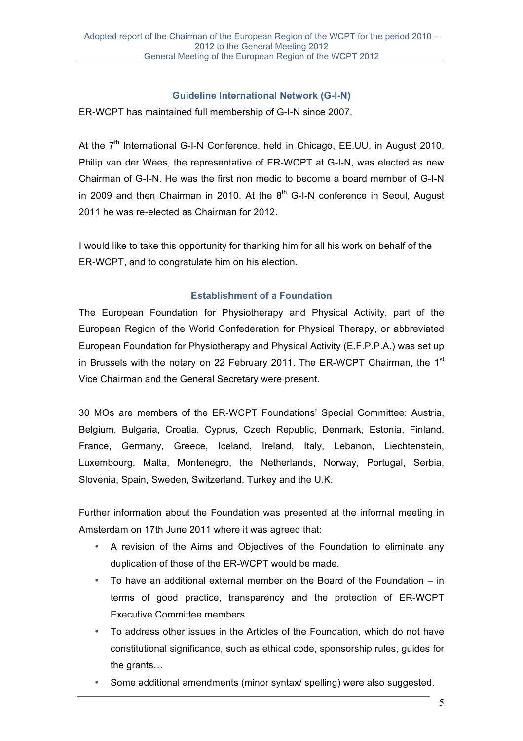## Guideline International Network (G-I-N)

ER-WCPT has maintained full membership of G-I-N since 2007.

At the 7th International G-I-N Conference, held in Chicago, EE.UU, in August 2010. Philip van der Wees, the representative of ER-WCPT at G-I-N, was elected as new Chairman of G-I-N. He was the first non medic to become a board member of G-I-N in 2009 and then Chairman in 2010. At the 8th G-I-N conference in Seoul, August 2011 he was re-elected as Chairman for 2012.

I would like to take this opportunity for thanking him for all his work on behalf of the ER-WCPT, and to congratulate him on his election.

## Establishment of a Foundation

The European Foundation for Physiotherapy and Physical Activity, part of the European Region of the World Confederation for Physical Therapy, or abbreviated European Foundation for Physiotherapy and Physical Activity (E.F.P.P.A.) was set up in Brussels with the notary on 22 February 2011. The ER-WCPT Chairman, the 1st Vice Chairman and the General Secretary were present.

30 MOs are members of the ER-WCPT Foundations' Special Committee: Austria, Belgium, Bulgaria, Croatia, Cyprus, Czech Republic, Denmark, Estonia, Finland, France, Germany, Greece, Iceland, Ireland, Italy, Lebanon, Liechtenstein, Luxembourg, Malta, Montenegro, the Netherlands, Norway, Portugal, Serbia, Slovenia, Spain, Sweden, Switzerland, Turkey and the U.K.

Further information about the Foundation was presented at the informal meeting in Amsterdam on 17th June 2011 where it was agreed that:

- A revision of the Aims and Objectives of the Foundation to eliminate any duplication of those of the ER-WCPT would be made.
- To have an additional external member on the Board of the Foundation – in terms of good practice, transparency and the protection of ER-WCPT Executive Committee members
- To address other issues in the Articles of the Foundation, which do not have constitutional significance, such as ethical code, sponsorship rules, guides for the grants…
- Some additional amendments (minor syntax/ spelling) were also suggested.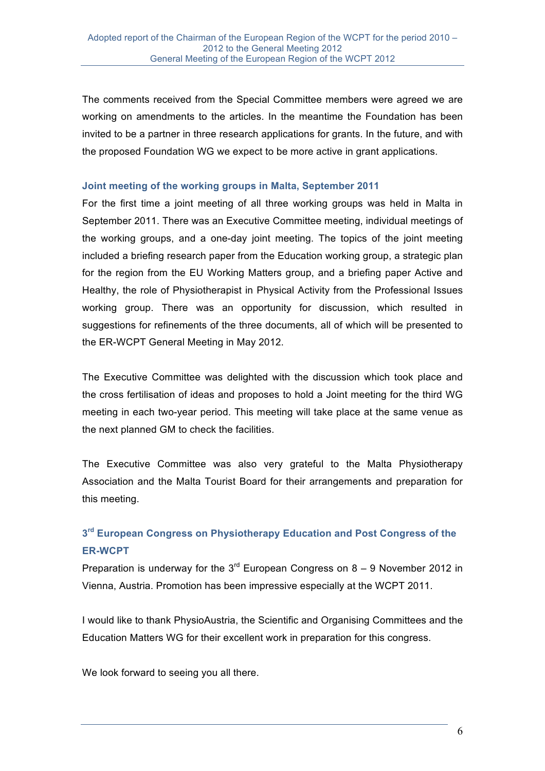The comments received from the Special Committee members were agreed we are working on amendments to the articles. In the meantime the Foundation has been invited to be a partner in three research applications for grants. In the future, and with the proposed Foundation WG we expect to be more active in grant applications.

### Joint meeting of the working groups in Malta, September 2011

For the first time a joint meeting of all three working groups was held in Malta in September 2011. There was an Executive Committee meeting, individual meetings of the working groups, and a one-day joint meeting. The topics of the joint meeting included a briefing research paper from the Education working group, a strategic plan for the region from the EU Working Matters group, and a briefing paper Active and Healthy, the role of Physiotherapist in Physical Activity from the Professional Issues working group. There was an opportunity for discussion, which resulted in suggestions for refinements of the three documents, all of which will be presented to the ER-WCPT General Meeting in May 2012.

The Executive Committee was delighted with the discussion which took place and the cross fertilisation of ideas and proposes to hold a Joint meeting for the third WG meeting in each two-year period. This meeting will take place at the same venue as the next planned GM to check the facilities.

The Executive Committee was also very grateful to the Malta Physiotherapy Association and the Malta Tourist Board for their arrangements and preparation for this meeting.

### 3rd European Congress on Physiotherapy Education and Post Congress of the ER-WCPT

Preparation is underway for the 3rd European Congress on 8 – 9 November 2012 in Vienna, Austria. Promotion has been impressive especially at the WCPT 2011.

I would like to thank PhysioAustria, the Scientific and Organising Committees and the Education Matters WG for their excellent work in preparation for this congress.

We look forward to seeing you all there.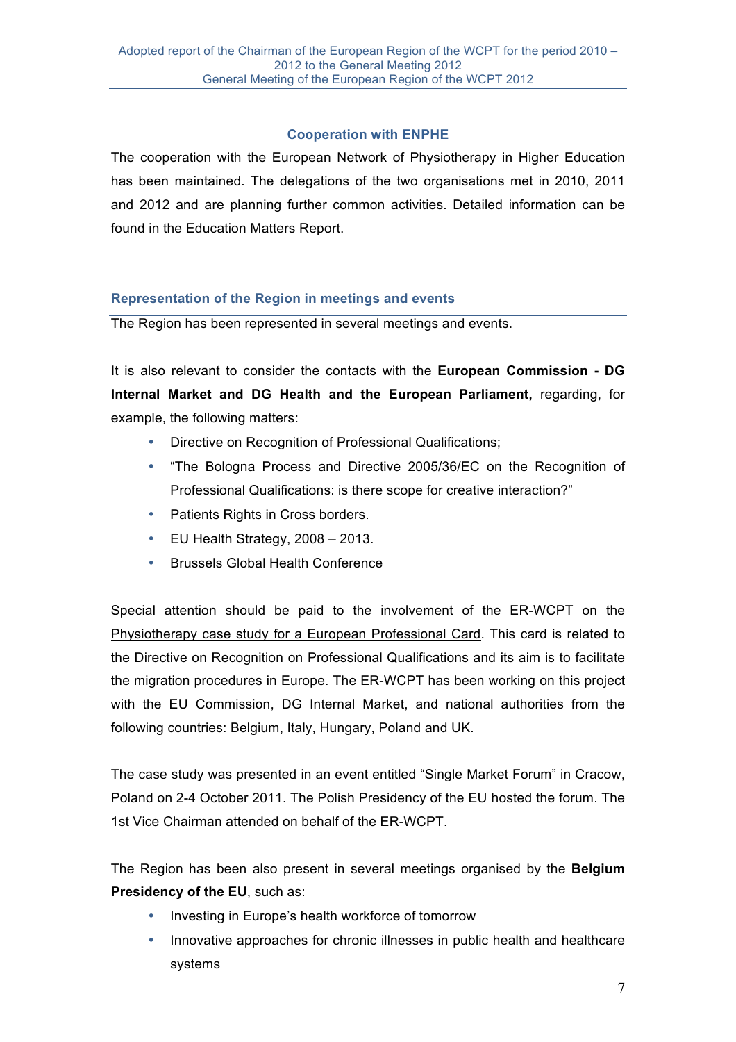### Cooperation with ENPHE

The cooperation with the European Network of Physiotherapy in Higher Education has been maintained. The delegations of the two organisations met in 2010, 2011 and 2012 and are planning further common activities. Detailed information can be found in the Education Matters Report.

### Representation of the Region in meetings and events

The Region has been represented in several meetings and events.

It is also relevant to consider the contacts with the **European Commission - DG Internal Market and DG Health and the European Parliament,** regarding, for example, the following matters:

- Directive on Recognition of Professional Qualifications;
- "The Bologna Process and Directive 2005/36/EC on the Recognition of Professional Qualifications: is there scope for creative interaction?"
- Patients Rights in Cross borders.
- EU Health Strategy, 2008 – 2013.
- Brussels Global Health Conference

Special attention should be paid to the involvement of the ER-WCPT on the Physiotherapy case study for a European Professional Card. This card is related to the Directive on Recognition on Professional Qualifications and its aim is to facilitate the migration procedures in Europe. The ER-WCPT has been working on this project with the EU Commission, DG Internal Market, and national authorities from the following countries: Belgium, Italy, Hungary, Poland and UK.

The case study was presented in an event entitled "Single Market Forum" in Cracow, Poland on 2-4 October 2011. The Polish Presidency of the EU hosted the forum. The 1st Vice Chairman attended on behalf of the ER-WCPT.

The Region has been also present in several meetings organised by the **Belgium Presidency of the EU**, such as:

- Investing in Europe's health workforce of tomorrow
- Innovative approaches for chronic illnesses in public health and healthcare systems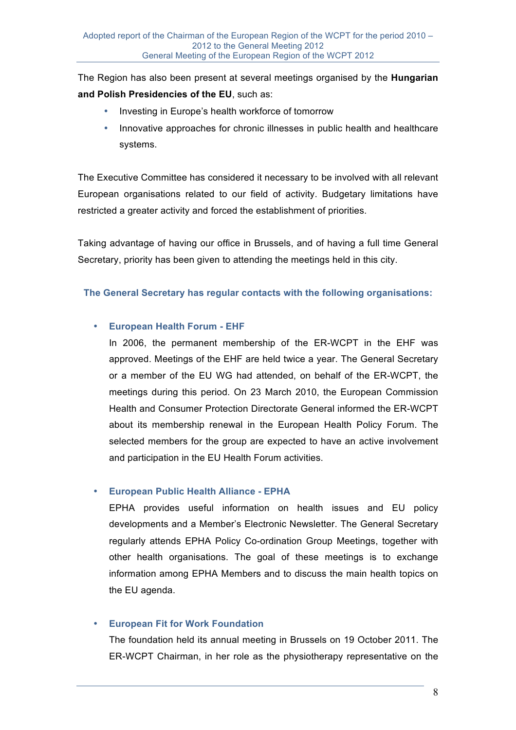The Region has also been present at several meetings organised by the **Hungarian and Polish Presidencies of the EU**, such as:

- Investing in Europe's health workforce of tomorrow
- Innovative approaches for chronic illnesses in public health and healthcare systems.

The Executive Committee has considered it necessary to be involved with all relevant European organisations related to our field of activity. Budgetary limitations have restricted a greater activity and forced the establishment of priorities.

Taking advantage of having our office in Brussels, and of having a full time General Secretary, priority has been given to attending the meetings held in this city.

### The General Secretary has regular contacts with the following organisations:

- **European Health Forum - EHF**

  In 2006, the permanent membership of the ER-WCPT in the EHF was approved. Meetings of the EHF are held twice a year. The General Secretary or a member of the EU WG had attended, on behalf of the ER-WCPT, the meetings during this period. On 23 March 2010, the European Commission Health and Consumer Protection Directorate General informed the ER-WCPT about its membership renewal in the European Health Policy Forum. The selected members for the group are expected to have an active involvement and participation in the EU Health Forum activities.

- **European Public Health Alliance - EPHA**

  EPHA provides useful information on health issues and EU policy developments and a Member's Electronic Newsletter. The General Secretary regularly attends EPHA Policy Co-ordination Group Meetings, together with other health organisations. The goal of these meetings is to exchange information among EPHA Members and to discuss the main health topics on the EU agenda.

- **European Fit for Work Foundation**

  The foundation held its annual meeting in Brussels on 19 October 2011. The ER-WCPT Chairman, in her role as the physiotherapy representative on the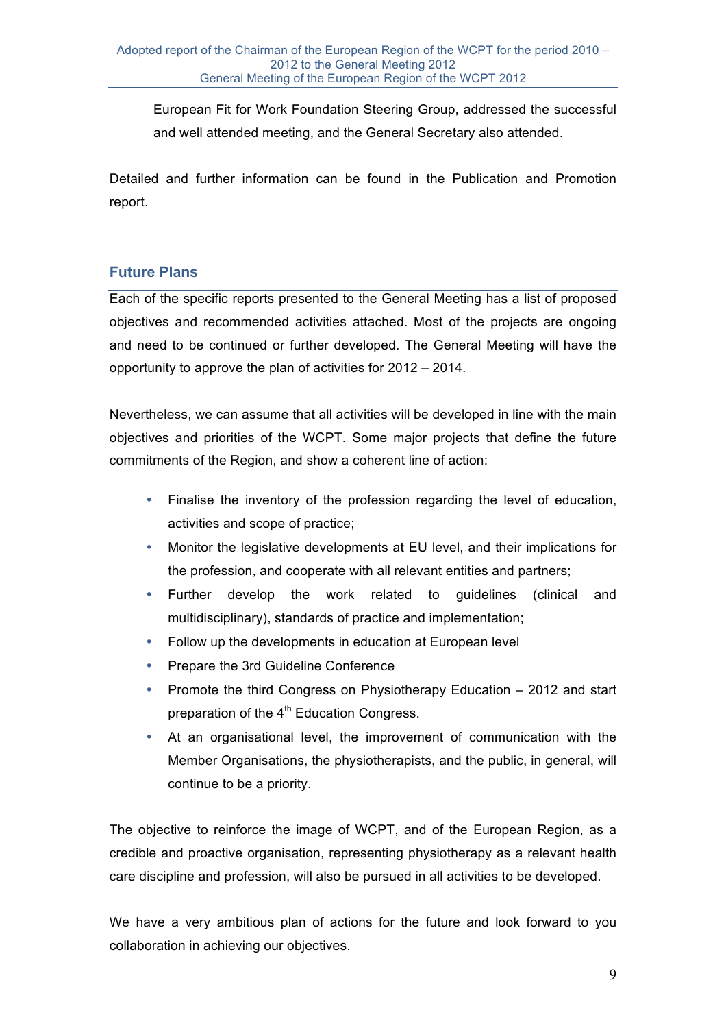European Fit for Work Foundation Steering Group, addressed the successful and well attended meeting, and the General Secretary also attended.

Detailed and further information can be found in the Publication and Promotion report.

## Future Plans

Each of the specific reports presented to the General Meeting has a list of proposed objectives and recommended activities attached. Most of the projects are ongoing and need to be continued or further developed. The General Meeting will have the opportunity to approve the plan of activities for 2012 – 2014.

Nevertheless, we can assume that all activities will be developed in line with the main objectives and priorities of the WCPT. Some major projects that define the future commitments of the Region, and show a coherent line of action:

- Finalise the inventory of the profession regarding the level of education, activities and scope of practice;
- Monitor the legislative developments at EU level, and their implications for the profession, and cooperate with all relevant entities and partners;
- Further develop the work related to guidelines (clinical and multidisciplinary), standards of practice and implementation;
- Follow up the developments in education at European level
- Prepare the 3rd Guideline Conference
- Promote the third Congress on Physiotherapy Education – 2012 and start preparation of the 4th Education Congress.
- At an organisational level, the improvement of communication with the Member Organisations, the physiotherapists, and the public, in general, will continue to be a priority.

The objective to reinforce the image of WCPT, and of the European Region, as a credible and proactive organisation, representing physiotherapy as a relevant health care discipline and profession, will also be pursued in all activities to be developed.

We have a very ambitious plan of actions for the future and look forward to you collaboration in achieving our objectives.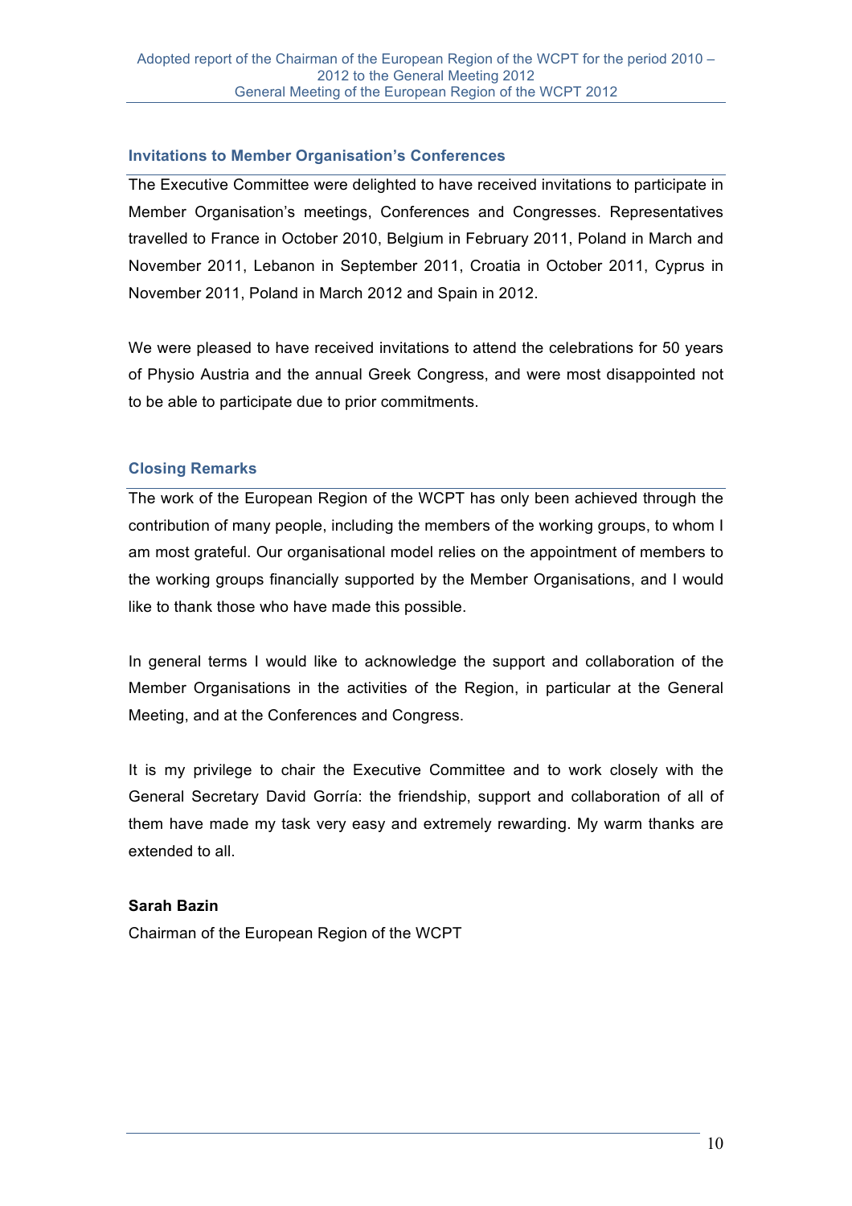## Invitations to Member Organisation's Conferences

The Executive Committee were delighted to have received invitations to participate in Member Organisation's meetings, Conferences and Congresses. Representatives travelled to France in October 2010, Belgium in February 2011, Poland in March and November 2011, Lebanon in September 2011, Croatia in October 2011, Cyprus in November 2011, Poland in March 2012 and Spain in 2012.

We were pleased to have received invitations to attend the celebrations for 50 years of Physio Austria and the annual Greek Congress, and were most disappointed not to be able to participate due to prior commitments.

## Closing Remarks

The work of the European Region of the WCPT has only been achieved through the contribution of many people, including the members of the working groups, to whom I am most grateful. Our organisational model relies on the appointment of members to the working groups financially supported by the Member Organisations, and I would like to thank those who have made this possible.

In general terms I would like to acknowledge the support and collaboration of the Member Organisations in the activities of the Region, in particular at the General Meeting, and at the Conferences and Congress.

It is my privilege to chair the Executive Committee and to work closely with the General Secretary David Gorría: the friendship, support and collaboration of all of them have made my task very easy and extremely rewarding. My warm thanks are extended to all.

**Sarah Bazin**

Chairman of the European Region of the WCPT